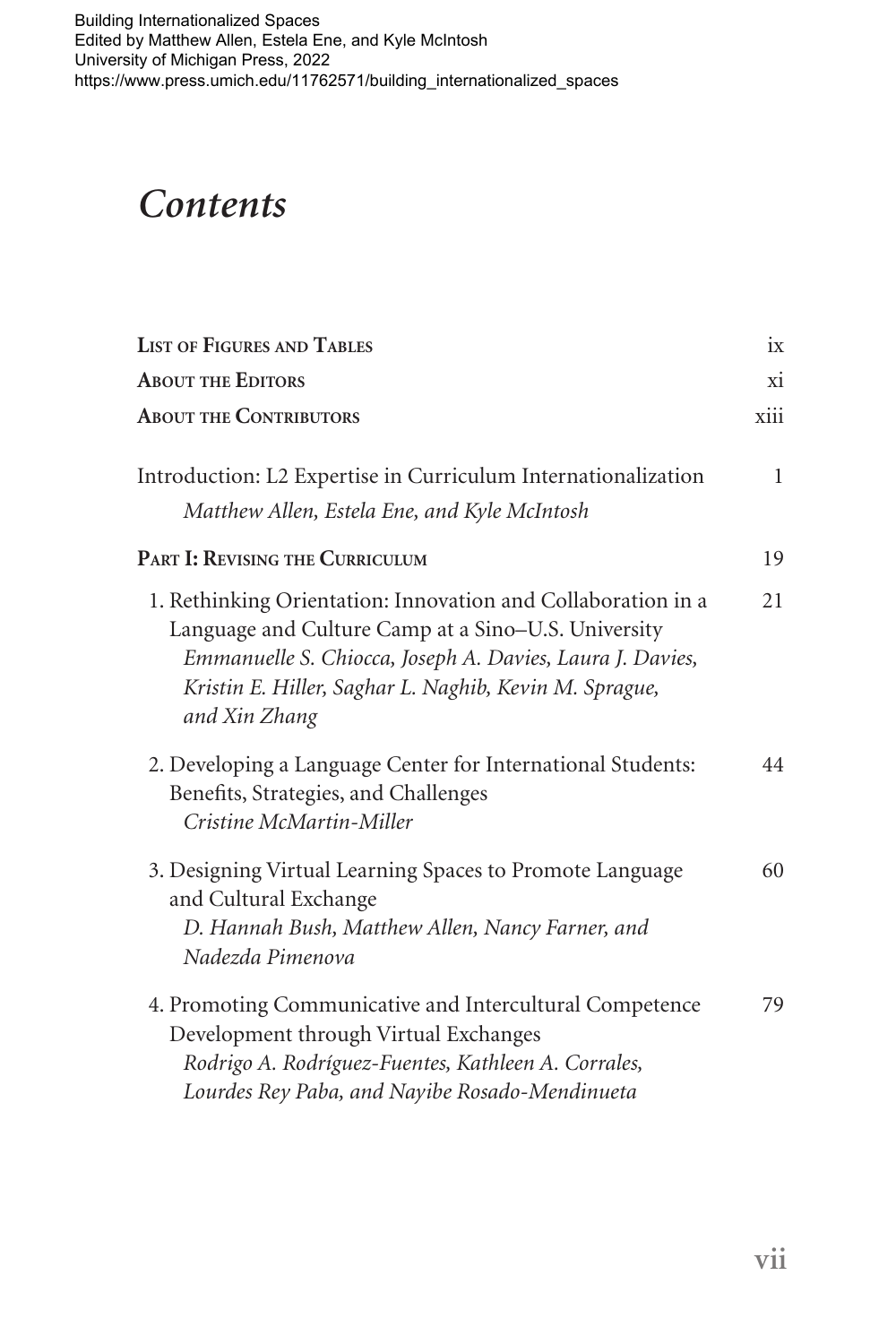Building Internationalized Spaces
Edited by Matthew Allen, Estela Ene, and Kyle McIntosh
University of Michigan Press, 2022
https://www.press.umich.edu/11762571/building_internationalized_spaces

# *Contents*

| | |
|---|---|
| **List of Figures and Tables** | ix |
| **About the Editors** | xi |
| **About the Contributors** | xiii |
| Introduction: L2 Expertise in Curriculum Internationalization<br>*Matthew Allen, Estela Ene, and Kyle McIntosh* | 1 |
| **Part I: Revising the Curriculum** | 19 |
| 1. Rethinking Orientation: Innovation and Collaboration in a Language and Culture Camp at a Sino–U.S. University<br>*Emmanuelle S. Chiocca, Joseph A. Davies, Laura J. Davies, Kristin E. Hiller, Saghar L. Naghib, Kevin M. Sprague, and Xin Zhang* | 21 |
| 2. Developing a Language Center for International Students: Benefits, Strategies, and Challenges<br>*Cristine McMartin-Miller* | 44 |
| 3. Designing Virtual Learning Spaces to Promote Language and Cultural Exchange<br>*D. Hannah Bush, Matthew Allen, Nancy Farner, and Nadezda Pimenova* | 60 |
| 4. Promoting Communicative and Intercultural Competence Development through Virtual Exchanges<br>*Rodrigo A. Rodríguez-Fuentes, Kathleen A. Corrales, Lourdes Rey Paba, and Nayibe Rosado-Mendinueta* | 79 |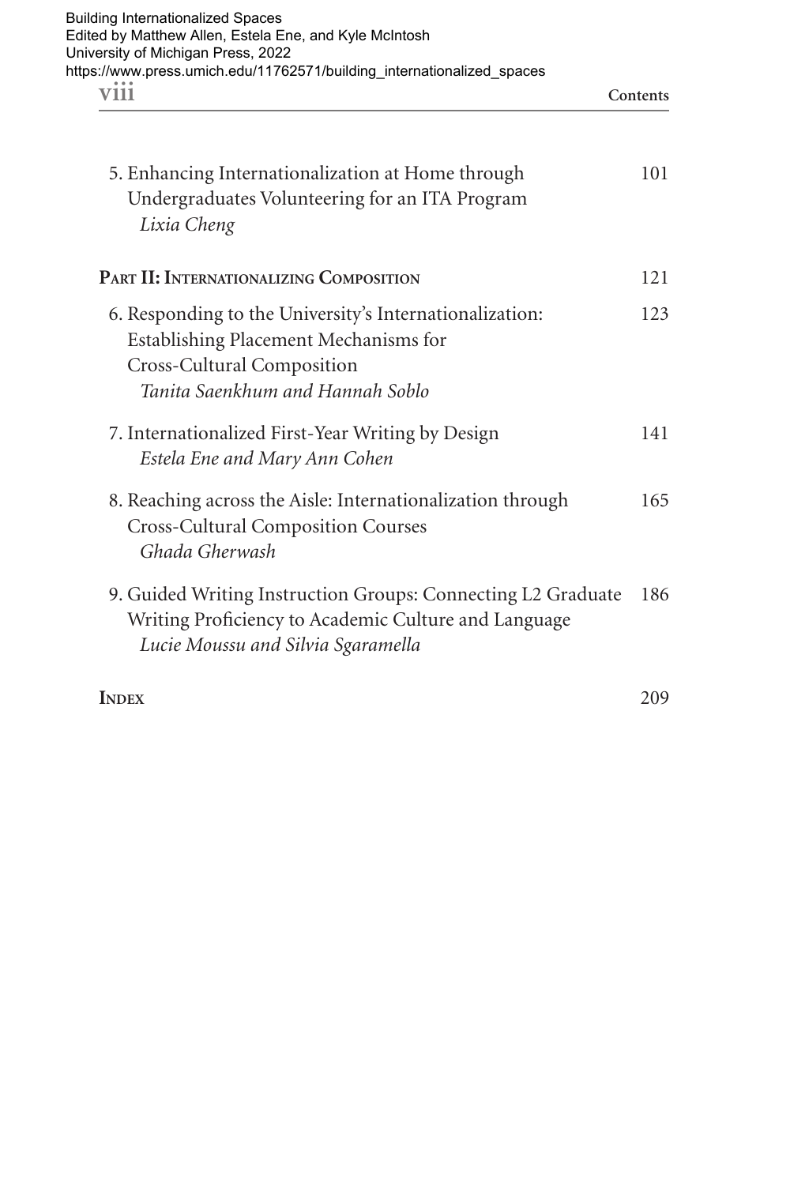5. Enhancing Internationalization at Home through Undergraduates Volunteering for an ITA Program — 101
   *Lixia Cheng*

**Part II: Internationalizing Composition** — 121

6. Responding to the University's Internationalization: Establishing Placement Mechanisms for Cross-Cultural Composition — 123
   *Tanita Saenkhum and Hannah Soblo*

7. Internationalized First-Year Writing by Design — 141
   *Estela Ene and Mary Ann Cohen*

8. Reaching across the Aisle: Internationalization through Cross-Cultural Composition Courses — 165
   *Ghada Gherwash*

9. Guided Writing Instruction Groups: Connecting L2 Graduate Writing Proficiency to Academic Culture and Language — 186
   *Lucie Moussu and Silvia Sgaramella*

**Index** — 209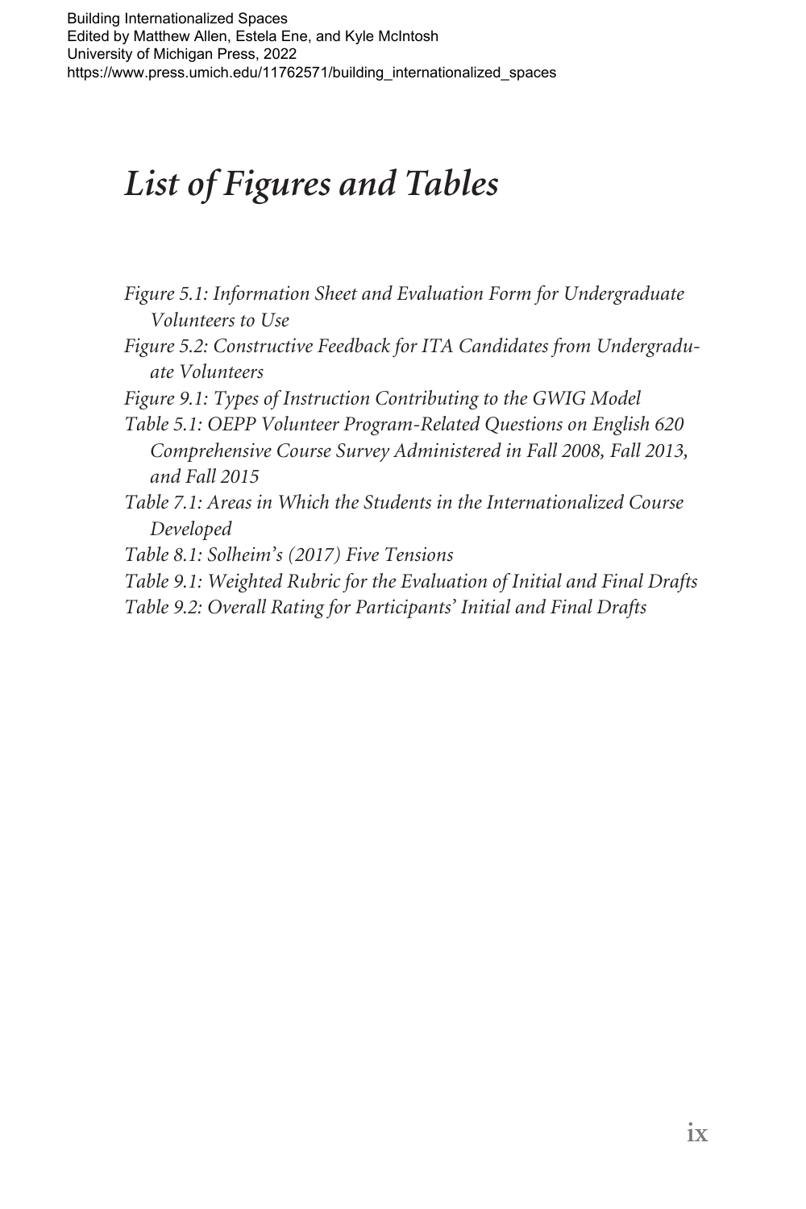# *List of Figures and Tables*

*Figure 5.1: Information Sheet and Evaluation Form for Undergraduate Volunteers to Use*

*Figure 5.2: Constructive Feedback for ITA Candidates from Undergraduate Volunteers*

*Figure 9.1: Types of Instruction Contributing to the GWIG Model*

*Table 5.1: OEPP Volunteer Program-Related Questions on English 620 Comprehensive Course Survey Administered in Fall 2008, Fall 2013, and Fall 2015*

*Table 7.1: Areas in Which the Students in the Internationalized Course Developed*

*Table 8.1: Solheim's (2017) Five Tensions*

*Table 9.1: Weighted Rubric for the Evaluation of Initial and Final Drafts*

*Table 9.2: Overall Rating for Participants' Initial and Final Drafts*